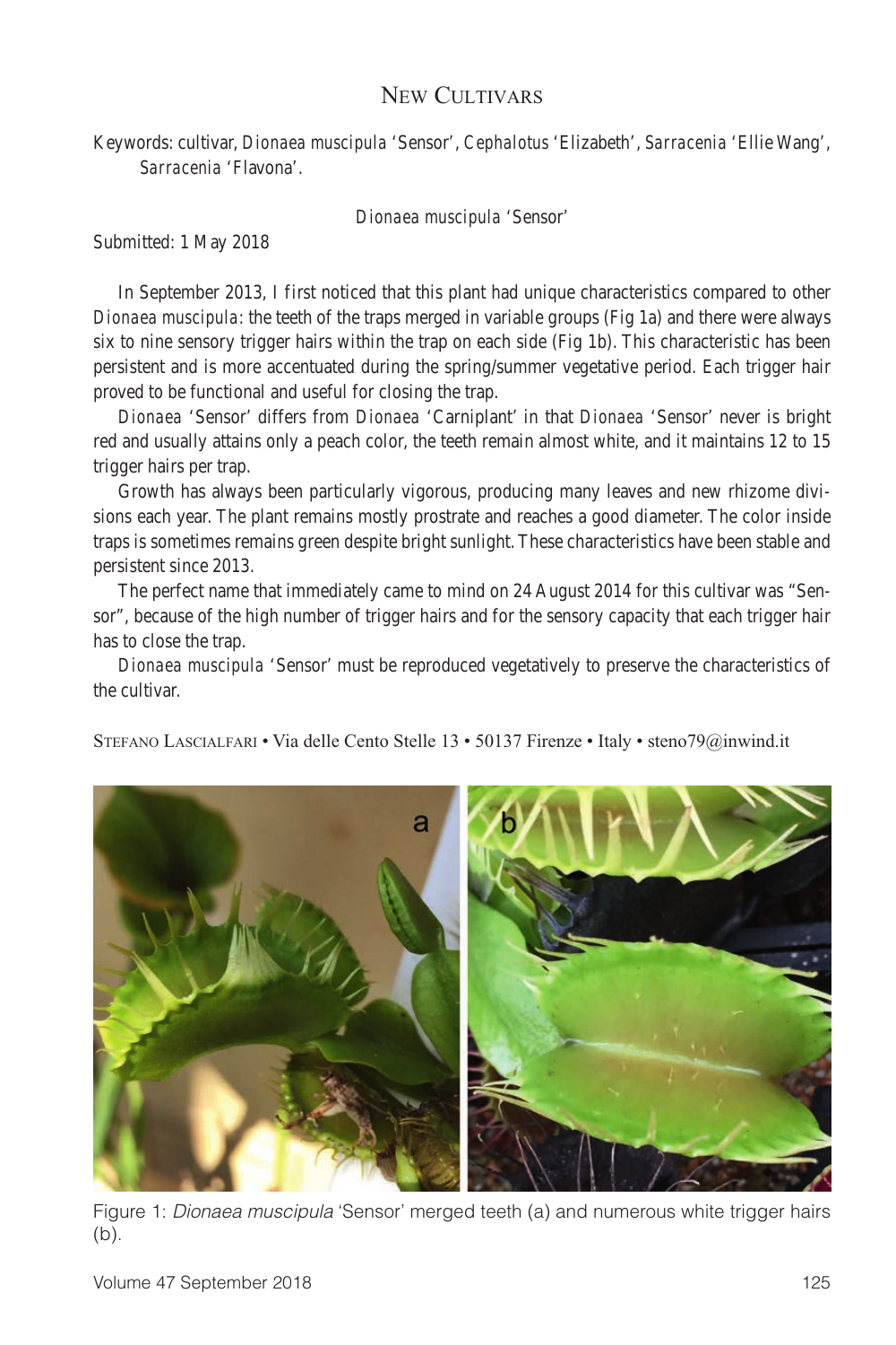# New Cultivars

Keywords: cultivar, *Dionaea muscipula* 'Sensor', *Cephalotus* 'Elizabeth', *Sarracenia* 'Ellie Wang', *Sarracenia* 'Flavona'.

## *Dionaea muscipula* 'Sensor'

Submitted: 1 May 2018

In September 2013, I first noticed that this plant had unique characteristics compared to other *Dionaea muscipula*: the teeth of the traps merged in variable groups (Fig 1a) and there were always six to nine sensory trigger hairs within the trap on each side (Fig 1b). This characteristic has been persistent and is more accentuated during the spring/summer vegetative period. Each trigger hair proved to be functional and useful for closing the trap.

*Dionaea* 'Sensor' differs from *Dionaea* 'Carniplant' in that *Dionaea* 'Sensor' never is bright red and usually attains only a peach color, the teeth remain almost white, and it maintains 12 to 15 trigger hairs per trap.

Growth has always been particularly vigorous, producing many leaves and new rhizome divisions each year. The plant remains mostly prostrate and reaches a good diameter. The color inside traps is sometimes remains green despite bright sunlight. These characteristics have been stable and persistent since 2013.

The perfect name that immediately came to mind on 24 August 2014 for this cultivar was "Sensor", because of the high number of trigger hairs and for the sensory capacity that each trigger hair has to close the trap.

*Dionaea muscipula* 'Sensor' must be reproduced vegetatively to preserve the characteristics of the cultivar.

Stefano Lascialfari • Via delle Cento Stelle 13 • 50137 Firenze • Italy • steno79@inwind.it

Figure 1: *Dionaea muscipula* 'Sensor' merged teeth (a) and numerous white trigger hairs (b).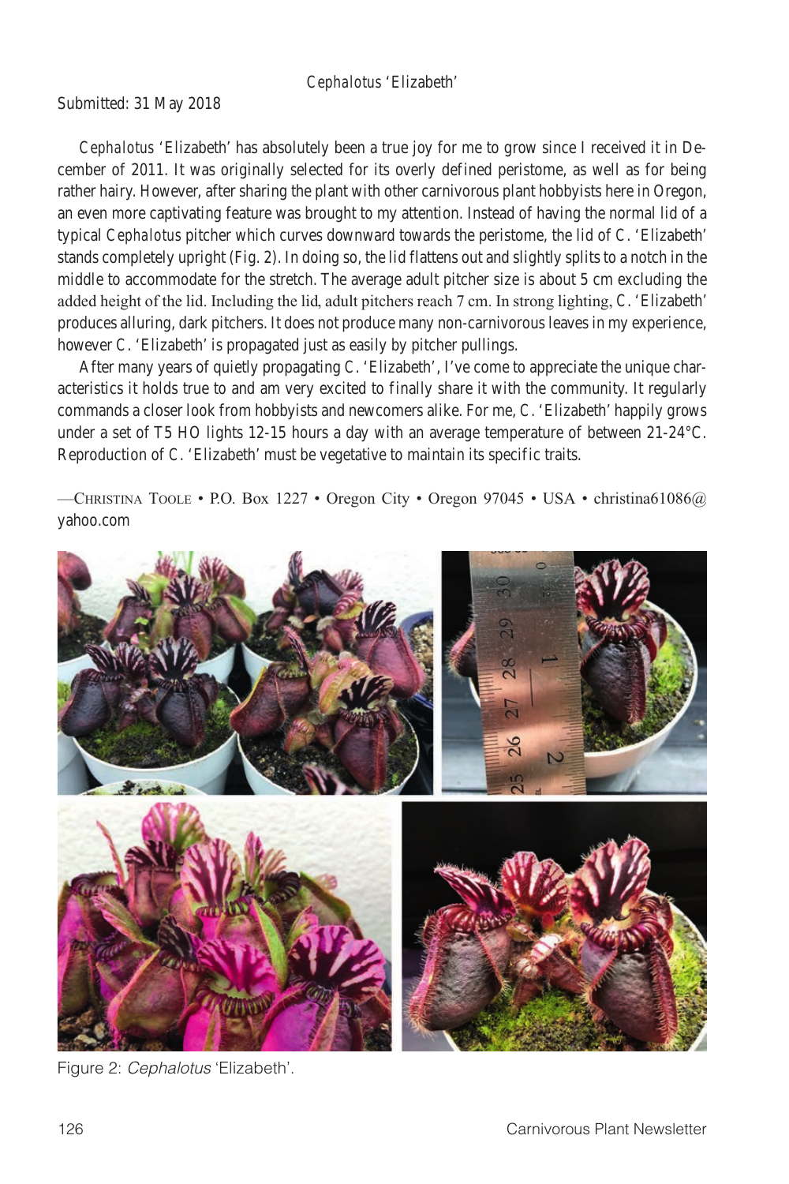## *Cephalotus* 'Elizabeth'

Submitted: 31 May 2018

*Cephalotus* 'Elizabeth' has absolutely been a true joy for me to grow since I received it in December of 2011. It was originally selected for its overly defined peristome, as well as for being rather hairy. However, after sharing the plant with other carnivorous plant hobbyists here in Oregon, an even more captivating feature was brought to my attention. Instead of having the normal lid of a typical *Cephalotus* pitcher which curves downward towards the peristome, the lid of *C.* 'Elizabeth' stands completely upright (Fig. 2). In doing so, the lid flattens out and slightly splits to a notch in the middle to accommodate for the stretch. The average adult pitcher size is about 5 cm excluding the added height of the lid. Including the lid, adult pitchers reach 7 cm. In strong lighting, *C.* 'Elizabeth' produces alluring, dark pitchers. It does not produce many non-carnivorous leaves in my experience, however *C.* 'Elizabeth' is propagated just as easily by pitcher pullings.

After many years of quietly propagating *C.* 'Elizabeth', I've come to appreciate the unique characteristics it holds true to and am very excited to finally share it with the community. It regularly commands a closer look from hobbyists and newcomers alike. For me, *C.* 'Elizabeth' happily grows under a set of T5 HO lights 12-15 hours a day with an average temperature of between 21-24°C. Reproduction of *C.* 'Elizabeth' must be vegetative to maintain its specific traits.

—Christina Toole • P.O. Box 1227 • Oregon City • Oregon 97045 • USA • christina61086@yahoo.com

Figure 2: *Cephalotus* 'Elizabeth'.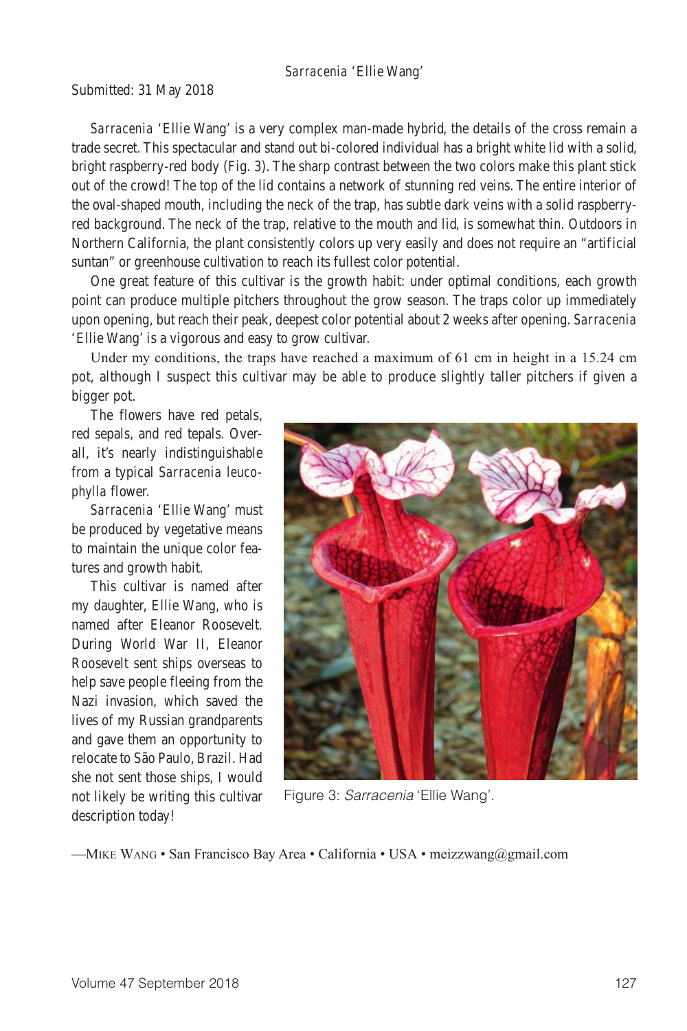# *Sarracenia* 'Ellie Wang'

Submitted: 31 May 2018

*Sarracenia* 'Ellie Wang' is a very complex man-made hybrid, the details of the cross remain a trade secret. This spectacular and stand out bi-colored individual has a bright white lid with a solid, bright raspberry-red body (Fig. 3). The sharp contrast between the two colors make this plant stick out of the crowd! The top of the lid contains a network of stunning red veins. The entire interior of the oval-shaped mouth, including the neck of the trap, has subtle dark veins with a solid raspberry-red background. The neck of the trap, relative to the mouth and lid, is somewhat thin. Outdoors in Northern California, the plant consistently colors up very easily and does not require an "artificial suntan" or greenhouse cultivation to reach its fullest color potential.

One great feature of this cultivar is the growth habit: under optimal conditions, each growth point can produce multiple pitchers throughout the grow season. The traps color up immediately upon opening, but reach their peak, deepest color potential about 2 weeks after opening. *Sarracenia* 'Ellie Wang' is a vigorous and easy to grow cultivar.

Under my conditions, the traps have reached a maximum of 61 cm in height in a 15.24 cm pot, although I suspect this cultivar may be able to produce slightly taller pitchers if given a bigger pot.

The flowers have red petals, red sepals, and red tepals. Overall, it's nearly indistinguishable from a typical *Sarracenia leucophylla* flower.

*Sarracenia* 'Ellie Wang' must be produced by vegetative means to maintain the unique color features and growth habit.

This cultivar is named after my daughter, Ellie Wang, who is named after Eleanor Roosevelt. During World War II, Eleanor Roosevelt sent ships overseas to help save people fleeing from the Nazi invasion, which saved the lives of my Russian grandparents and gave them an opportunity to relocate to São Paulo, Brazil. Had she not sent those ships, I would not likely be writing this cultivar description today!

Figure 3: *Sarracenia* 'Ellie Wang'.

—Mike Wang • San Francisco Bay Area • California • USA • meizzwang@gmail.com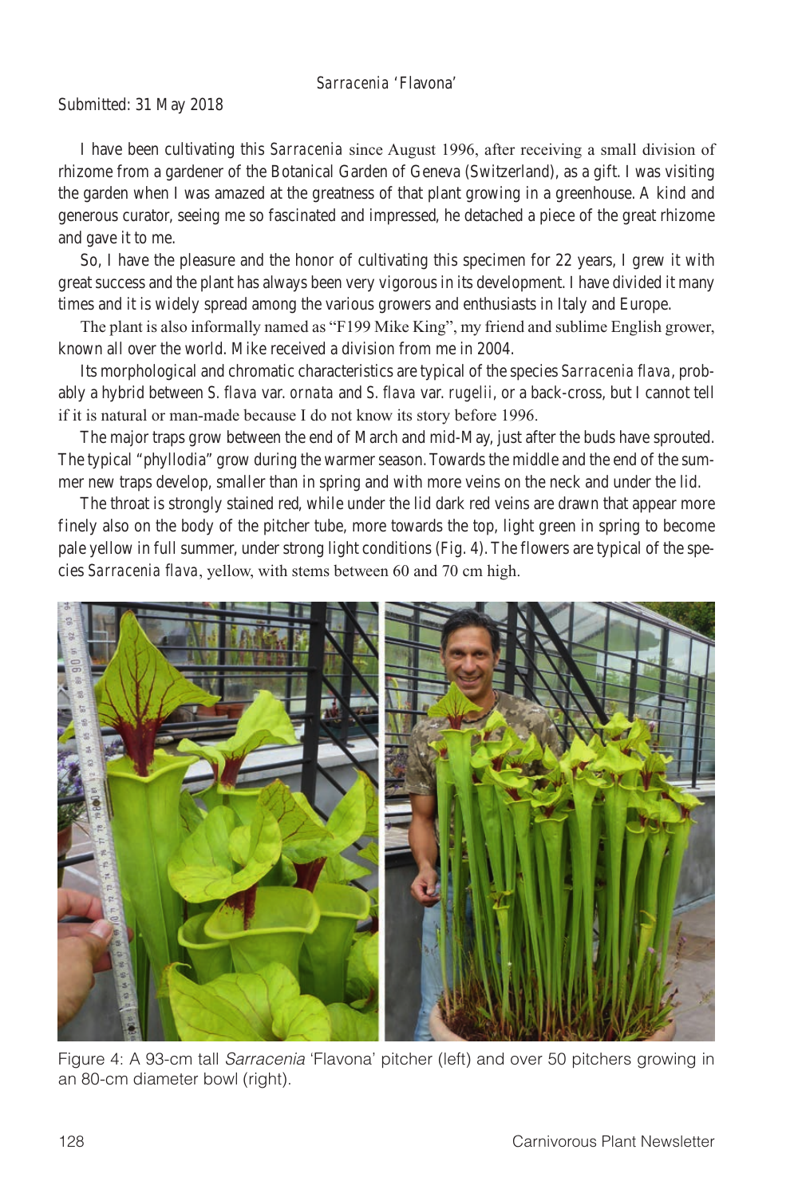*Sarracenia* 'Flavona'

Submitted: 31 May 2018

I have been cultivating this *Sarracenia* since August 1996, after receiving a small division of rhizome from a gardener of the Botanical Garden of Geneva (Switzerland), as a gift. I was visiting the garden when I was amazed at the greatness of that plant growing in a greenhouse. A kind and generous curator, seeing me so fascinated and impressed, he detached a piece of the great rhizome and gave it to me.

So, I have the pleasure and the honor of cultivating this specimen for 22 years, I grew it with great success and the plant has always been very vigorous in its development. I have divided it many times and it is widely spread among the various growers and enthusiasts in Italy and Europe.

The plant is also informally named as "F199 Mike King", my friend and sublime English grower, known all over the world. Mike received a division from me in 2004.

Its morphological and chromatic characteristics are typical of the species *Sarracenia flava*, probably a hybrid between *S. flava* var. *ornata* and *S. flava* var. *rugelii*, or a back-cross, but I cannot tell if it is natural or man-made because I do not know its story before 1996.

The major traps grow between the end of March and mid-May, just after the buds have sprouted. The typical "phyllodia" grow during the warmer season. Towards the middle and the end of the summer new traps develop, smaller than in spring and with more veins on the neck and under the lid.

The throat is strongly stained red, while under the lid dark red veins are drawn that appear more finely also on the body of the pitcher tube, more towards the top, light green in spring to become pale yellow in full summer, under strong light conditions (Fig. 4). The flowers are typical of the species *Sarracenia flava*, yellow, with stems between 60 and 70 cm high.

Figure 4: A 93-cm tall *Sarracenia* 'Flavona' pitcher (left) and over 50 pitchers growing in an 80-cm diameter bowl (right).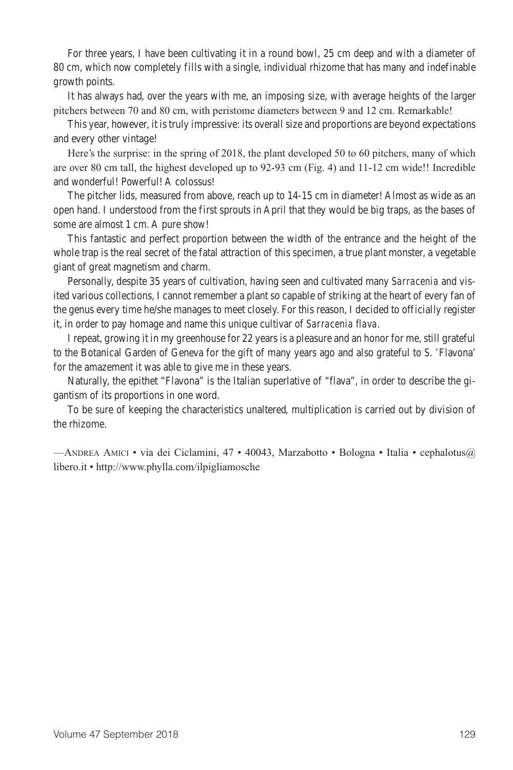For three years, I have been cultivating it in a round bowl, 25 cm deep and with a diameter of 80 cm, which now completely fills with a single, individual rhizome that has many and indefinable growth points.

It has always had, over the years with me, an imposing size, with average heights of the larger pitchers between 70 and 80 cm, with peristome diameters between 9 and 12 cm. Remarkable!

This year, however, it is truly impressive: its overall size and proportions are beyond expectations and every other vintage!

Here's the surprise: in the spring of 2018, the plant developed 50 to 60 pitchers, many of which are over 80 cm tall, the highest developed up to 92-93 cm (Fig. 4) and 11-12 cm wide!! Incredible and wonderful! Powerful! A colossus!

The pitcher lids, measured from above, reach up to 14-15 cm in diameter! Almost as wide as an open hand. I understood from the first sprouts in April that they would be big traps, as the bases of some are almost 1 cm. A pure show!

This fantastic and perfect proportion between the width of the entrance and the height of the whole trap is the real secret of the fatal attraction of this specimen, a true plant monster, a vegetable giant of great magnetism and charm.

Personally, despite 35 years of cultivation, having seen and cultivated many *Sarracenia* and visited various collections, I cannot remember a plant so capable of striking at the heart of every fan of the genus every time he/she manages to meet closely. For this reason, I decided to officially register it, in order to pay homage and name this unique cultivar of *Sarracenia flava*.

I repeat, growing it in my greenhouse for 22 years is a pleasure and an honor for me, still grateful to the Botanical Garden of Geneva for the gift of many years ago and also grateful to *S.* 'Flavona' for the amazement it was able to give me in these years.

Naturally, the epithet "Flavona" is the Italian superlative of "flava", in order to describe the gigantism of its proportions in one word.

To be sure of keeping the characteristics unaltered, multiplication is carried out by division of the rhizome.

—Andrea Amici • via dei Ciclamini, 47 • 40043, Marzabotto • Bologna • Italia • cephalotus@libero.it • http://www.phylla.com/ilpigliamosche